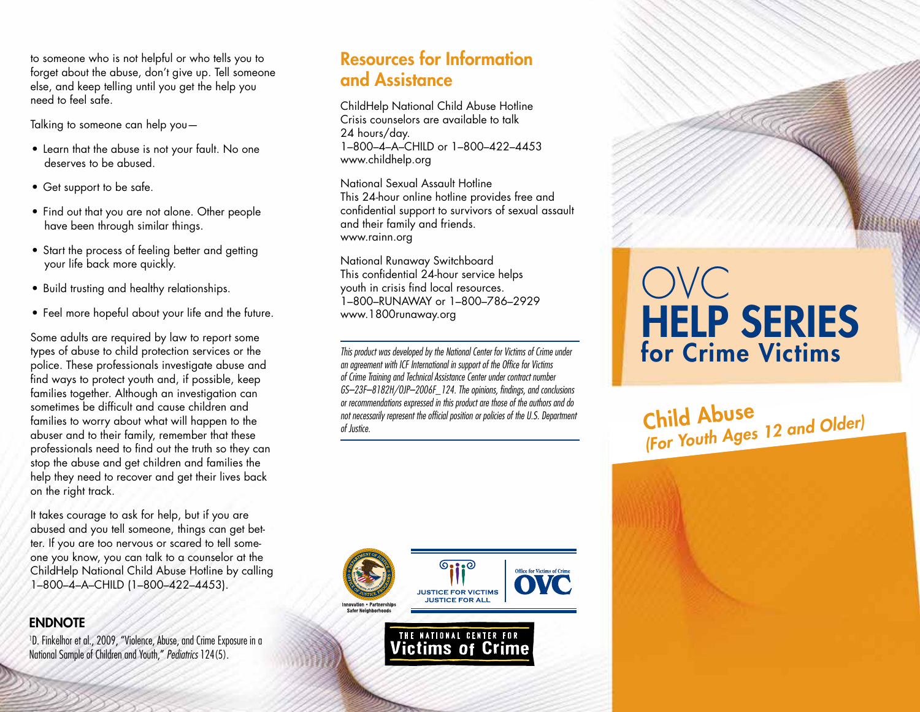to someone who is not helpful or who tells you to forget about the abuse, don't give up. Tell someone else, and keep telling until you get the help you need to feel safe.

Talking to someone can help you—

- Learn that the abuse is not your fault. No one deserves to be abused.
- Get support to be safe.
- Find out that you are not alone. Other people have been through similar things.
- Start the process of feeling better and getting your life back more quickly.
- Build trusting and healthy relationships.
- Feel more hopeful about your life and the future.

Some adults are required by law to report some types of abuse to child protection services or the police. These professionals investigate abuse and find ways to protect youth and, if possible, keep families together. Although an investigation can sometimes be difficult and cause children and families to worry about what will happen to the abuser and to their family, remember that these professionals need to find out the truth so they can stop the abuse and get children and families the help they need to recover and get their lives back on the right track.

It takes courage to ask for help, but if you are abused and you tell someone, things can get better. If you are too nervous or scared to tell someone you know, you can talk to a counselor at the ChildHelp National Child Abuse Hotline by calling 1–800–4–A–CHILD (1–800–422–4453).

### ENDNOTE

[1]D. Finkelhor et al., 2009, "Violence, Abuse, and Crime Exposure in a National Sample of Children and Youth," *Pediatrics* 124(5).

## Resources for Information and Assistance

ChildHelp National Child Abuse Hotline
Crisis counselors are available to talk 24 hours/day.
1–800–4–A–CHILD or 1–800–422–4453
www.childhelp.org

National Sexual Assault Hotline
This 24-hour online hotline provides free and confidential support to survivors of sexual assault and their family and friends.
www.rainn.org

National Runaway Switchboard
This confidential 24-hour service helps youth in crisis find local resources.
1–800–RUNAWAY or 1–800–786–2929
www.1800runaway.org

*This product was developed by the National Center for Victims of Crime under an agreement with ICF International in support of the Office for Victims of Crime Training and Technical Assistance Center under contract number GS–23F–8182H/OJP–2006F_124. The opinions, findings, and conclusions or recommendations expressed in this product are those of the authors and do not necessarily represent the official position or policies of the U.S. Department of Justice.*

Innovation • Partnerships Safer Neighborhoods

JUSTICE FOR VICTIMS JUSTICE FOR ALL

Office for Victims of Crime OVC

THE NATIONAL CENTER FOR Victims of Crime

# OVC HELP SERIES for Crime Victims

## Child Abuse *(For Youth Ages 12 and Older)*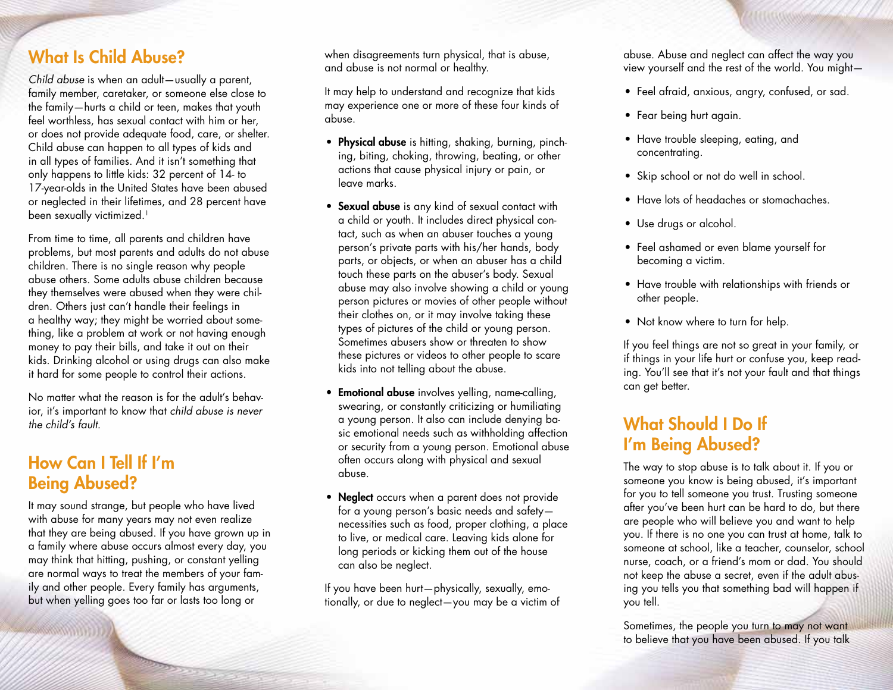## What Is Child Abuse?

*Child abuse* is when an adult—usually a parent, family member, caretaker, or someone else close to the family—hurts a child or teen, makes that youth feel worthless, has sexual contact with him or her, or does not provide adequate food, care, or shelter. Child abuse can happen to all types of kids and in all types of families. And it isn't something that only happens to little kids: 32 percent of 14- to 17-year-olds in the United States have been abused or neglected in their lifetimes, and 28 percent have been sexually victimized.[1]

From time to time, all parents and children have problems, but most parents and adults do not abuse children. There is no single reason why people abuse others. Some adults abuse children because they themselves were abused when they were children. Others just can't handle their feelings in a healthy way; they might be worried about something, like a problem at work or not having enough money to pay their bills, and take it out on their kids. Drinking alcohol or using drugs can also make it hard for some people to control their actions.

No matter what the reason is for the adult's behavior, it's important to know that *child abuse is never the child's fault.*

## How Can I Tell If I'm Being Abused?

It may sound strange, but people who have lived with abuse for many years may not even realize that they are being abused. If you have grown up in a family where abuse occurs almost every day, you may think that hitting, pushing, or constant yelling are normal ways to treat the members of your family and other people. Every family has arguments, but when yelling goes too far or lasts too long or when disagreements turn physical, that is abuse, and abuse is not normal or healthy.

It may help to understand and recognize that kids may experience one or more of these four kinds of abuse.

- **Physical abuse** is hitting, shaking, burning, pinching, biting, choking, throwing, beating, or other actions that cause physical injury or pain, or leave marks.
- **Sexual abuse** is any kind of sexual contact with a child or youth. It includes direct physical contact, such as when an abuser touches a young person's private parts with his/her hands, body parts, or objects, or when an abuser has a child touch these parts on the abuser's body. Sexual abuse may also involve showing a child or young person pictures or movies of other people without their clothes on, or it may involve taking these types of pictures of the child or young person. Sometimes abusers show or threaten to show these pictures or videos to other people to scare kids into not telling about the abuse.
- **Emotional abuse** involves yelling, name-calling, swearing, or constantly criticizing or humiliating a young person. It also can include denying basic emotional needs such as withholding affection or security from a young person. Emotional abuse often occurs along with physical and sexual abuse.
- **Neglect** occurs when a parent does not provide for a young person's basic needs and safety—necessities such as food, proper clothing, a place to live, or medical care. Leaving kids alone for long periods or kicking them out of the house can also be neglect.

If you have been hurt—physically, sexually, emotionally, or due to neglect—you may be a victim of abuse. Abuse and neglect can affect the way you view yourself and the rest of the world. You might—

- Feel afraid, anxious, angry, confused, or sad.
- Fear being hurt again.
- Have trouble sleeping, eating, and concentrating.
- Skip school or not do well in school.
- Have lots of headaches or stomachaches.
- Use drugs or alcohol.
- Feel ashamed or even blame yourself for becoming a victim.
- Have trouble with relationships with friends or other people.
- Not know where to turn for help.

If you feel things are not so great in your family, or if things in your life hurt or confuse you, keep reading. You'll see that it's not your fault and that things can get better.

## What Should I Do If I'm Being Abused?

The way to stop abuse is to talk about it. If you or someone you know is being abused, it's important for you to tell someone you trust. Trusting someone after you've been hurt can be hard to do, but there are people who will believe you and want to help you. If there is no one you can trust at home, talk to someone at school, like a teacher, counselor, school nurse, coach, or a friend's mom or dad. You should not keep the abuse a secret, even if the adult abusing you tells you that something bad will happen if you tell.

Sometimes, the people you turn to may not want to believe that you have been abused. If you talk